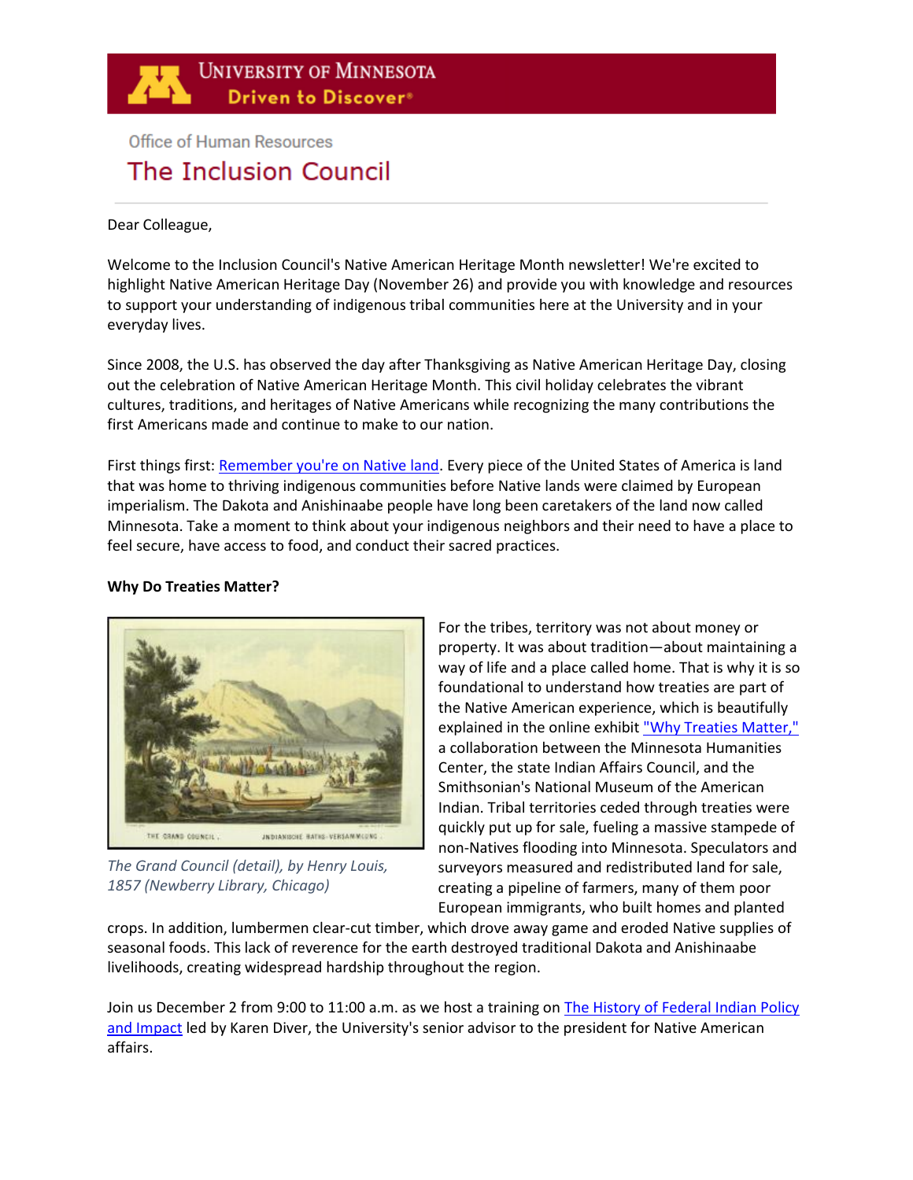UNIVERSITY OF MINNESOTA
Driven to Discover®

Office of Human Resources

# The Inclusion Council

Dear Colleague,

Welcome to the Inclusion Council's Native American Heritage Month newsletter! We're excited to highlight Native American Heritage Day (November 26) and provide you with knowledge and resources to support your understanding of indigenous tribal communities here at the University and in your everyday lives.

Since 2008, the U.S. has observed the day after Thanksgiving as Native American Heritage Day, closing out the celebration of Native American Heritage Month. This civil holiday celebrates the vibrant cultures, traditions, and heritages of Native Americans while recognizing the many contributions the first Americans made and continue to make to our nation.

First things first: Remember you're on Native land. Every piece of the United States of America is land that was home to thriving indigenous communities before Native lands were claimed by European imperialism. The Dakota and Anishinaabe people have long been caretakers of the land now called Minnesota. Take a moment to think about your indigenous neighbors and their need to have a place to feel secure, have access to food, and conduct their sacred practices.

**Why Do Treaties Matter?**

*The Grand Council (detail), by Henry Louis, 1857 (Newberry Library, Chicago)*

For the tribes, territory was not about money or property. It was about tradition—about maintaining a way of life and a place called home. That is why it is so foundational to understand how treaties are part of the Native American experience, which is beautifully explained in the online exhibit "Why Treaties Matter," a collaboration between the Minnesota Humanities Center, the state Indian Affairs Council, and the Smithsonian's National Museum of the American Indian. Tribal territories ceded through treaties were quickly put up for sale, fueling a massive stampede of non-Natives flooding into Minnesota. Speculators and surveyors measured and redistributed land for sale, creating a pipeline of farmers, many of them poor European immigrants, who built homes and planted crops. In addition, lumbermen clear-cut timber, which drove away game and eroded Native supplies of seasonal foods. This lack of reverence for the earth destroyed traditional Dakota and Anishinaabe livelihoods, creating widespread hardship throughout the region.

Join us December 2 from 9:00 to 11:00 a.m. as we host a training on The History of Federal Indian Policy and Impact led by Karen Diver, the University's senior advisor to the president for Native American affairs.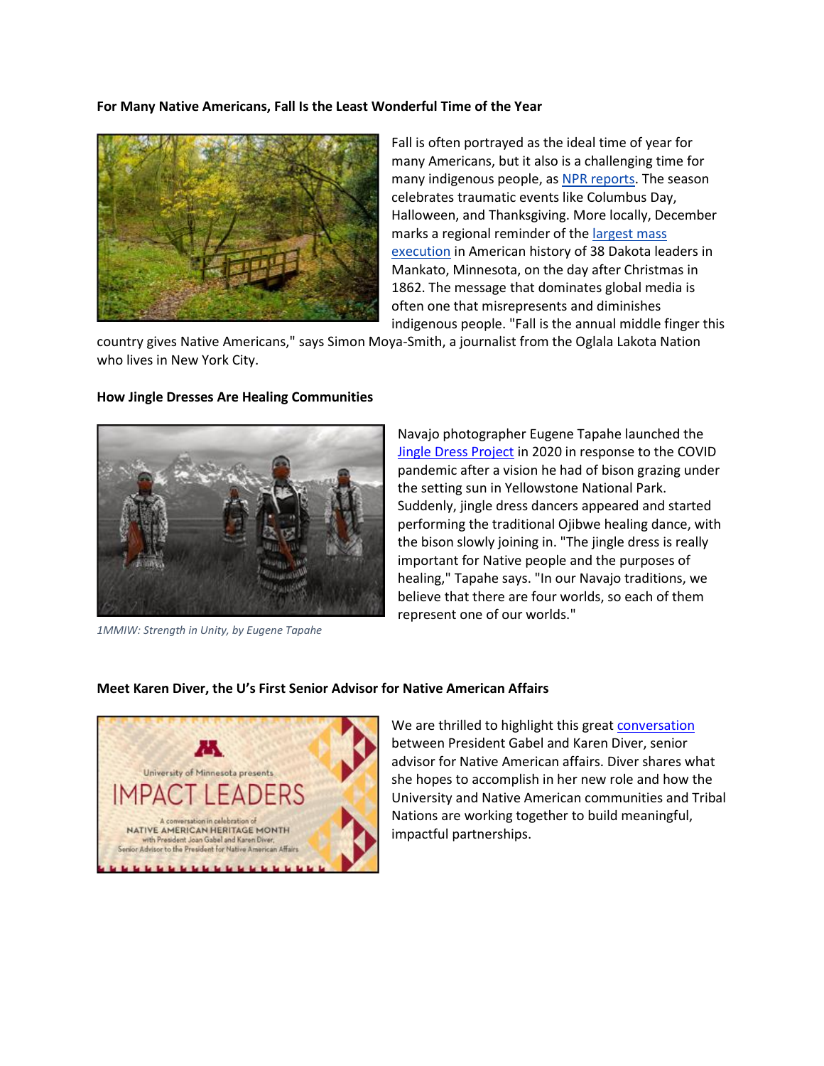**For Many Native Americans, Fall Is the Least Wonderful Time of the Year**

Fall is often portrayed as the ideal time of year for many Americans, but it also is a challenging time for many indigenous people, as NPR reports. The season celebrates traumatic events like Columbus Day, Halloween, and Thanksgiving. More locally, December marks a regional reminder of the largest mass execution in American history of 38 Dakota leaders in Mankato, Minnesota, on the day after Christmas in 1862. The message that dominates global media is often one that misrepresents and diminishes indigenous people. "Fall is the annual middle finger this country gives Native Americans," says Simon Moya-Smith, a journalist from the Oglala Lakota Nation who lives in New York City.

**How Jingle Dresses Are Healing Communities**

Navajo photographer Eugene Tapahe launched the Jingle Dress Project in 2020 in response to the COVID pandemic after a vision he had of bison grazing under the setting sun in Yellowstone National Park. Suddenly, jingle dress dancers appeared and started performing the traditional Ojibwe healing dance, with the bison slowly joining in. "The jingle dress is really important for Native people and the purposes of healing," Tapahe says. "In our Navajo traditions, we believe that there are four worlds, so each of them represent one of our worlds."

*1MMIW: Strength in Unity, by Eugene Tapahe*

**Meet Karen Diver, the U's First Senior Advisor for Native American Affairs**

We are thrilled to highlight this great conversation between President Gabel and Karen Diver, senior advisor for Native American affairs. Diver shares what she hopes to accomplish in her new role and how the University and Native American communities and Tribal Nations are working together to build meaningful, impactful partnerships.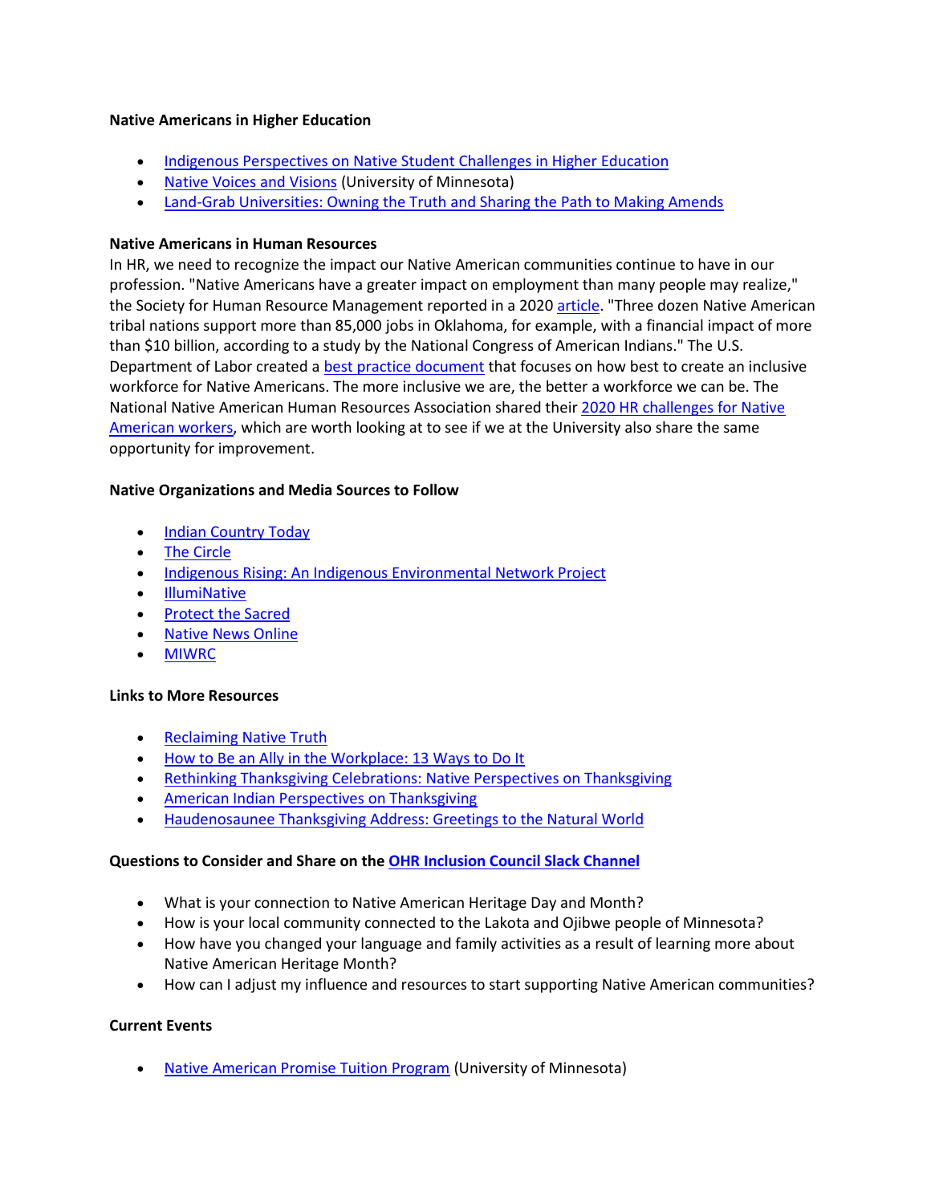**Native Americans in Higher Education**

- Indigenous Perspectives on Native Student Challenges in Higher Education
- Native Voices and Visions (University of Minnesota)
- Land-Grab Universities: Owning the Truth and Sharing the Path to Making Amends

**Native Americans in Human Resources**

In HR, we need to recognize the impact our Native American communities continue to have in our profession. "Native Americans have a greater impact on employment than many people may realize," the Society for Human Resource Management reported in a 2020 article. "Three dozen Native American tribal nations support more than 85,000 jobs in Oklahoma, for example, with a financial impact of more than $10 billion, according to a study by the National Congress of American Indians." The U.S. Department of Labor created a best practice document that focuses on how best to create an inclusive workforce for Native Americans. The more inclusive we are, the better a workforce we can be. The National Native American Human Resources Association shared their 2020 HR challenges for Native American workers, which are worth looking at to see if we at the University also share the same opportunity for improvement.

**Native Organizations and Media Sources to Follow**

- Indian Country Today
- The Circle
- Indigenous Rising: An Indigenous Environmental Network Project
- IllumiNative
- Protect the Sacred
- Native News Online
- MIWRC

**Links to More Resources**

- Reclaiming Native Truth
- How to Be an Ally in the Workplace: 13 Ways to Do It
- Rethinking Thanksgiving Celebrations: Native Perspectives on Thanksgiving
- American Indian Perspectives on Thanksgiving
- Haudenosaunee Thanksgiving Address: Greetings to the Natural World

**Questions to Consider and Share on the OHR Inclusion Council Slack Channel**

- What is your connection to Native American Heritage Day and Month?
- How is your local community connected to the Lakota and Ojibwe people of Minnesota?
- How have you changed your language and family activities as a result of learning more about Native American Heritage Month?
- How can I adjust my influence and resources to start supporting Native American communities?

**Current Events**

- Native American Promise Tuition Program (University of Minnesota)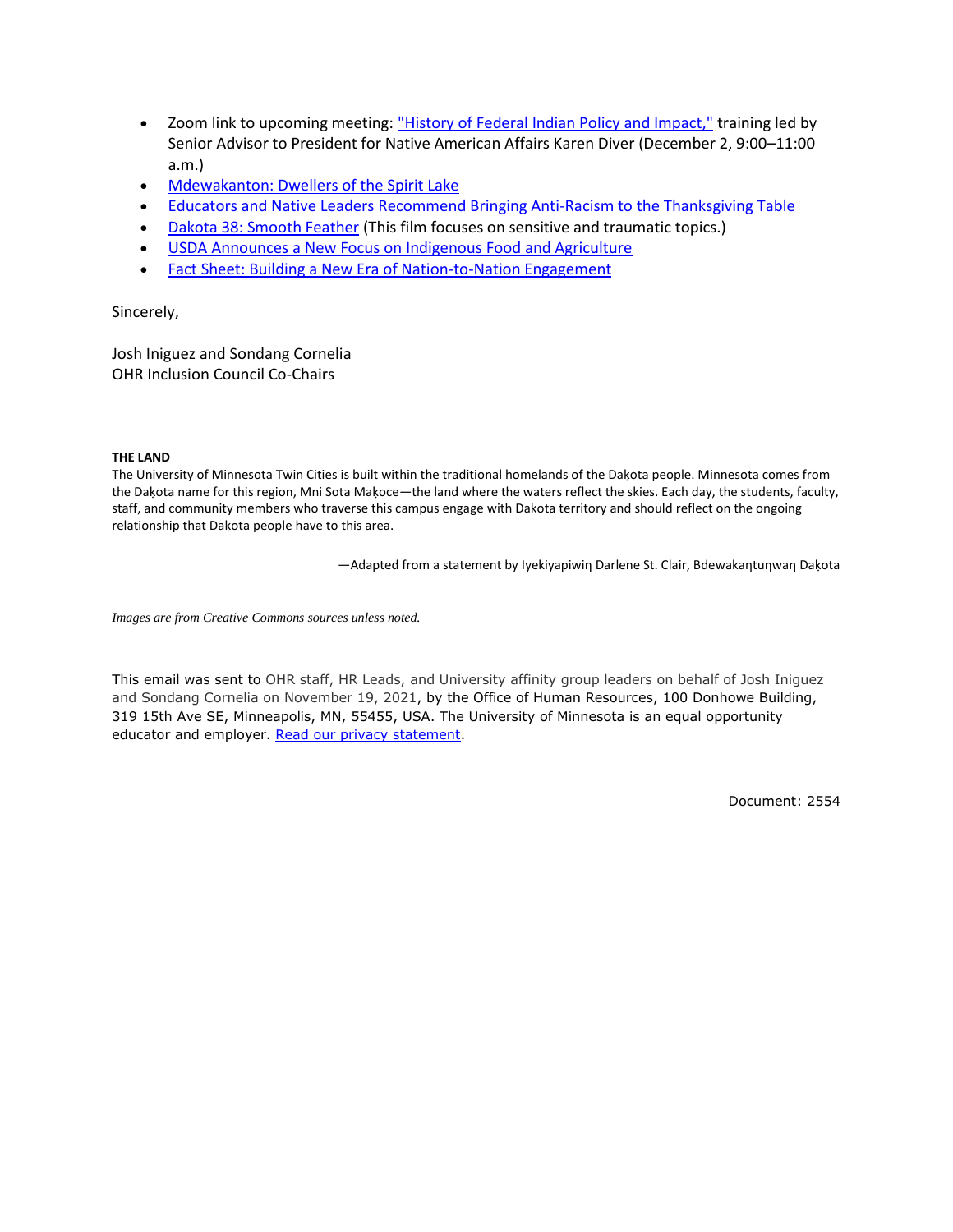- Zoom link to upcoming meeting: "History of Federal Indian Policy and Impact," training led by Senior Advisor to President for Native American Affairs Karen Diver (December 2, 9:00–11:00 a.m.)
- Mdewakanton: Dwellers of the Spirit Lake
- Educators and Native Leaders Recommend Bringing Anti-Racism to the Thanksgiving Table
- Dakota 38: Smooth Feather (This film focuses on sensitive and traumatic topics.)
- USDA Announces a New Focus on Indigenous Food and Agriculture
- Fact Sheet: Building a New Era of Nation-to-Nation Engagement

Sincerely,

Josh Iniguez and Sondang Cornelia
OHR Inclusion Council Co-Chairs

**THE LAND**

The University of Minnesota Twin Cities is built within the traditional homelands of the Daḳota people. Minnesota comes from the Daḳota name for this region, Mni Sota Maḳoce—the land where the waters reflect the skies. Each day, the students, faculty, staff, and community members who traverse this campus engage with Dakota territory and should reflect on the ongoing relationship that Daḳota people have to this area.

—Adapted from a statement by Iyekiyapiwiŋ Darlene St. Clair, Bdewakaŋtuŋwaŋ Daḳota

*Images are from Creative Commons sources unless noted.*

This email was sent to OHR staff, HR Leads, and University affinity group leaders on behalf of Josh Iniguez and Sondang Cornelia on November 19, 2021, by the Office of Human Resources, 100 Donhowe Building, 319 15th Ave SE, Minneapolis, MN, 55455, USA. The University of Minnesota is an equal opportunity educator and employer. Read our privacy statement.

Document: 2554